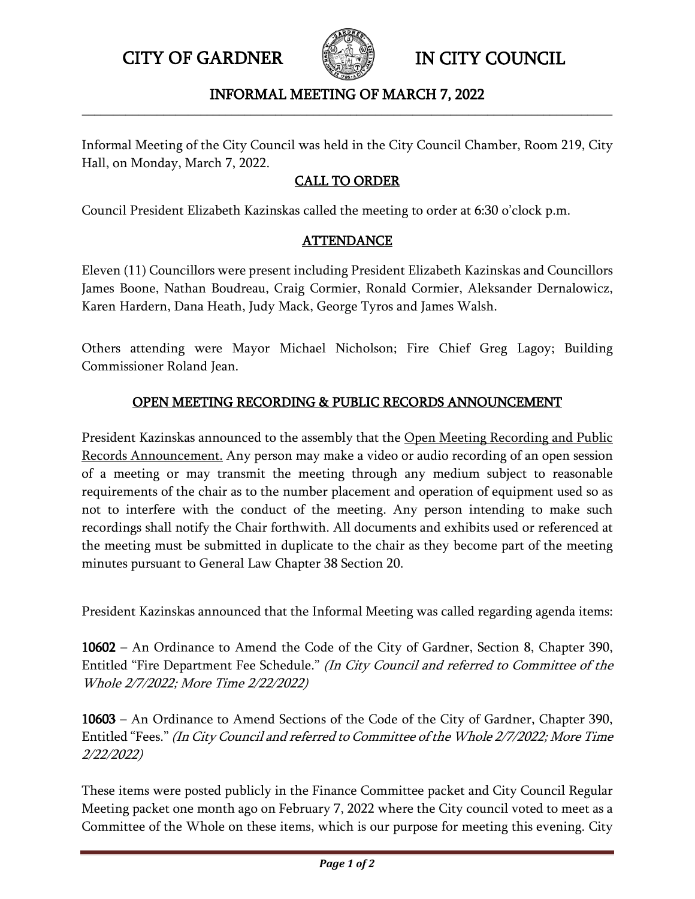# CITY OF GARDNER IN CITY COUNCIL

## INFORMAL MEETING OF MARCH 7, 2022

Informal Meeting of the City Council was held in the City Council Chamber, Room 219, City Hall, on Monday, March 7, 2022.

### CALL TO ORDER

Council President Elizabeth Kazinskas called the meeting to order at 6:30 o'clock p.m.

### ATTENDANCE

Eleven (11) Councillors were present including President Elizabeth Kazinskas and Councillors James Boone, Nathan Boudreau, Craig Cormier, Ronald Cormier, Aleksander Dernalowicz, Karen Hardern, Dana Heath, Judy Mack, George Tyros and James Walsh.

Others attending were Mayor Michael Nicholson; Fire Chief Greg Lagoy; Building Commissioner Roland Jean.

### OPEN MEETING RECORDING & PUBLIC RECORDS ANNOUNCEMENT

President Kazinskas announced to the assembly that the Open Meeting Recording and Public Records Announcement. Any person may make a video or audio recording of an open session of a meeting or may transmit the meeting through any medium subject to reasonable requirements of the chair as to the number placement and operation of equipment used so as not to interfere with the conduct of the meeting. Any person intending to make such recordings shall notify the Chair forthwith. All documents and exhibits used or referenced at the meeting must be submitted in duplicate to the chair as they become part of the meeting minutes pursuant to General Law Chapter 38 Section 20.

President Kazinskas announced that the Informal Meeting was called regarding agenda items:

**10602** – An Ordinance to Amend the Code of the City of Gardner, Section 8, Chapter 390, Entitled "Fire Department Fee Schedule." *(In City Council and referred to Committee of the Whole 2/7/2022; More Time 2/22/2022)*

**10603** – An Ordinance to Amend Sections of the Code of the City of Gardner, Chapter 390, Entitled "Fees." *(In City Council and referred to Committee of the Whole 2/7/2022; More Time 2/22/2022)*

These items were posted publicly in the Finance Committee packet and City Council Regular Meeting packet one month ago on February 7, 2022 where the City council voted to meet as a Committee of the Whole on these items, which is our purpose for meeting this evening. City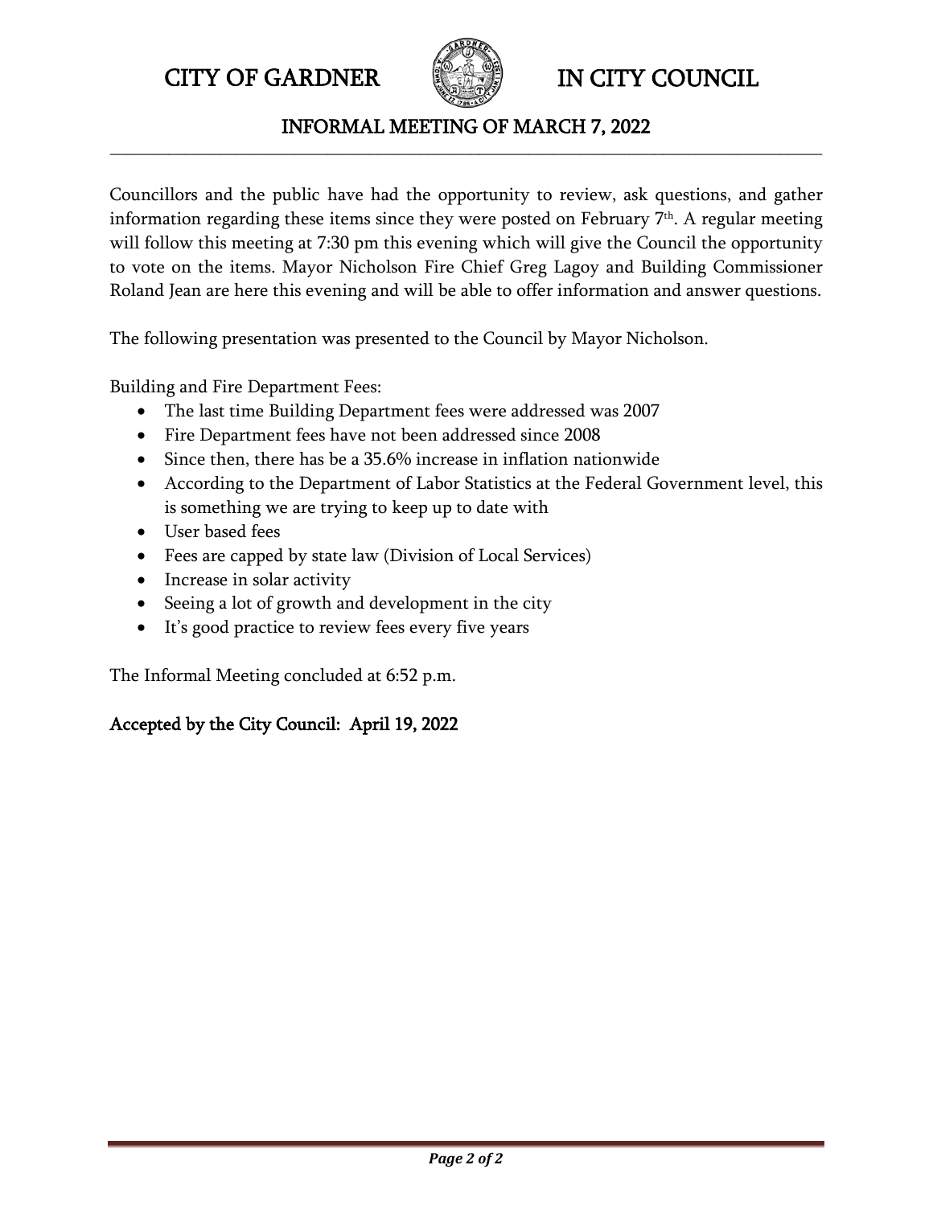# CITY OF GARDNER IN CITY COUNCIL

## INFORMAL MEETING OF MARCH 7, 2022

Councillors and the public have had the opportunity to review, ask questions, and gather information regarding these items since they were posted on February 7th. A regular meeting will follow this meeting at 7:30 pm this evening which will give the Council the opportunity to vote on the items. Mayor Nicholson Fire Chief Greg Lagoy and Building Commissioner Roland Jean are here this evening and will be able to offer information and answer questions.

The following presentation was presented to the Council by Mayor Nicholson.

Building and Fire Department Fees:

- The last time Building Department fees were addressed was 2007
- Fire Department fees have not been addressed since 2008
- Since then, there has be a 35.6% increase in inflation nationwide
- According to the Department of Labor Statistics at the Federal Government level, this is something we are trying to keep up to date with
- User based fees
- Fees are capped by state law (Division of Local Services)
- Increase in solar activity
- Seeing a lot of growth and development in the city
- It's good practice to review fees every five years

The Informal Meeting concluded at 6:52 p.m.

**Accepted by the City Council: April 19, 2022**